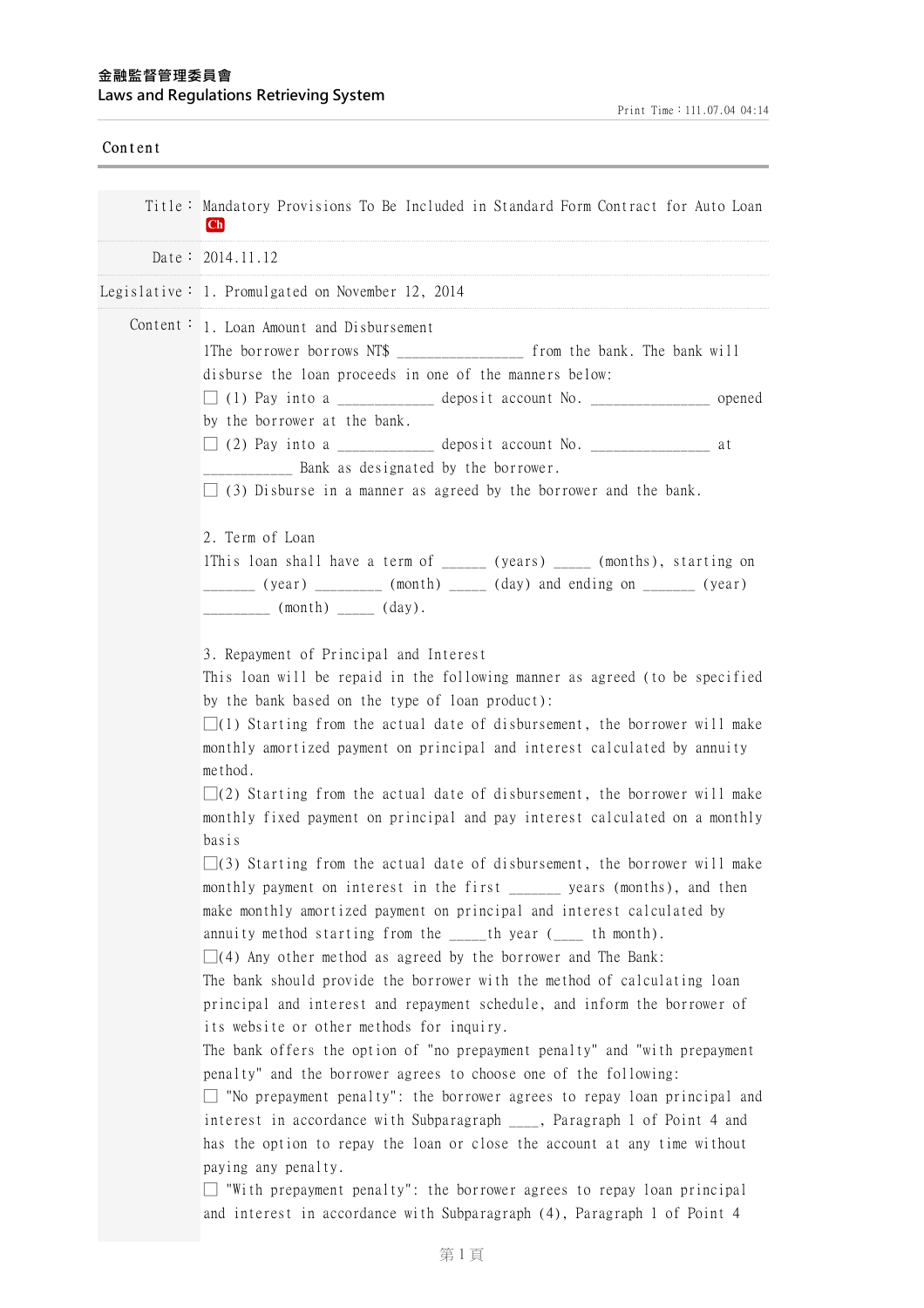金融監督管理委員會
Laws and Regulations Retrieving System

Print Time：111.07.04 04:14

Content

| | |
|---|---|
| Title： | Mandatory Provisions To Be Included in Standard Form Contract for Auto Loan Ch |
| Date： | 2014.11.12 |
| Legislative： | 1. Promulgated on November 12, 2014 |

Content：

1. Loan Amount and Disbursement

1The borrower borrows NT$ _______________ from the bank. The bank will disburse the loan proceeds in one of the manners below:

☐ (1) Pay into a ___________ deposit account No. _______________ opened by the borrower at the bank.

☐ (2) Pay into a ___________ deposit account No. _______________ at ___________ Bank as designated by the borrower.

☐ (3) Disburse in a manner as agreed by the borrower and the bank.

2. Term of Loan

1This loan shall have a term of _____ (years) ____ (months), starting on ______ (year) ________ (month) ____ (day) and ending on ______ (year) ________ (month) ____ (day).

3. Repayment of Principal and Interest

This loan will be repaid in the following manner as agreed (to be specified by the bank based on the type of loan product):

☐(1) Starting from the actual date of disbursement, the borrower will make monthly amortized payment on principal and interest calculated by annuity method.

☐(2) Starting from the actual date of disbursement, the borrower will make monthly fixed payment on principal and pay interest calculated on a monthly basis

☐(3) Starting from the actual date of disbursement, the borrower will make monthly payment on interest in the first ______ years (months), and then make monthly amortized payment on principal and interest calculated by annuity method starting from the ____th year (____ th month).

☐(4) Any other method as agreed by the borrower and The Bank:

The bank should provide the borrower with the method of calculating loan principal and interest and repayment schedule, and inform the borrower of its website or other methods for inquiry.

The bank offers the option of "no prepayment penalty" and "with prepayment penalty" and the borrower agrees to choose one of the following:

☐ "No prepayment penalty": the borrower agrees to repay loan principal and interest in accordance with Subparagraph ____, Paragraph 1 of Point 4 and has the option to repay the loan or close the account at any time without paying any penalty.

☐ "With prepayment penalty": the borrower agrees to repay loan principal and interest in accordance with Subparagraph (4), Paragraph 1 of Point 4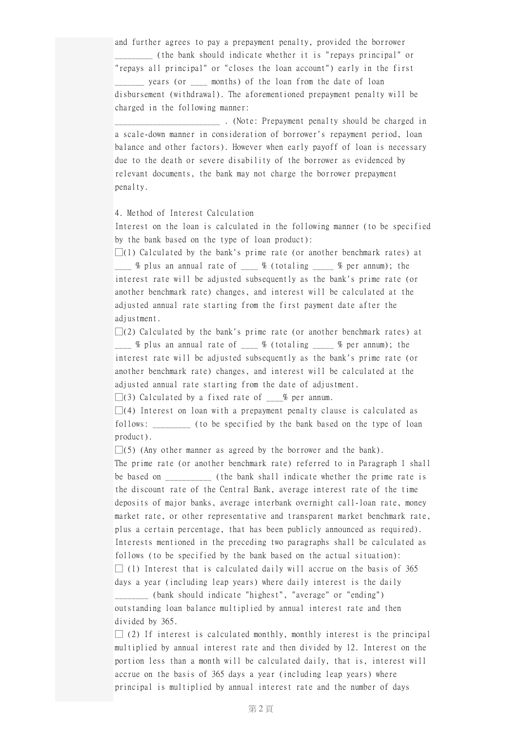and further agrees to pay a prepayment penalty, provided the borrower ________ (the bank should indicate whether it is "repays principal" or "repays all principal" or "closes the loan account") early in the first ______ years (or ____ months) of the loan from the date of loan disbursement (withdrawal). The aforementioned prepayment penalty will be charged in the following manner: ________________________ . (Note: Prepayment penalty should be charged in a scale-down manner in consideration of borrower's repayment period, loan balance and other factors). However when early payoff of loan is necessary due to the death or severe disability of the borrower as evidenced by relevant documents, the bank may not charge the borrower prepayment penalty.

4. Method of Interest Calculation

Interest on the loan is calculated in the following manner (to be specified by the bank based on the type of loan product):

☐(1) Calculated by the bank's prime rate (or another benchmark rates) at ____ % plus an annual rate of ____ % (totaling _____ % per annum); the interest rate will be adjusted subsequently as the bank's prime rate (or another benchmark rate) changes, and interest will be calculated at the adjusted annual rate starting from the first payment date after the adjustment.

☐(2) Calculated by the bank's prime rate (or another benchmark rates) at ____ % plus an annual rate of ____ % (totaling _____ % per annum); the interest rate will be adjusted subsequently as the bank's prime rate (or another benchmark rate) changes, and interest will be calculated at the adjusted annual rate starting from the date of adjustment.

☐(3) Calculated by a fixed rate of ____% per annum.

☐(4) Interest on loan with a prepayment penalty clause is calculated as follows: ________ (to be specified by the bank based on the type of loan product).

☐(5) (Any other manner as agreed by the borrower and the bank).

The prime rate (or another benchmark rate) referred to in Paragraph 1 shall be based on __________ (the bank shall indicate whether the prime rate is the discount rate of the Central Bank, average interest rate of the time deposits of major banks, average interbank overnight call-loan rate, money market rate, or other representative and transparent market benchmark rate, plus a certain percentage, that has been publicly announced as required).

Interests mentioned in the preceding two paragraphs shall be calculated as follows (to be specified by the bank based on the actual situation):

☐ (1) Interest that is calculated daily will accrue on the basis of 365 days a year (including leap years) where daily interest is the daily _______ (bank should indicate "highest", "average" or "ending") outstanding loan balance multiplied by annual interest rate and then divided by 365.

☐ (2) If interest is calculated monthly, monthly interest is the principal multiplied by annual interest rate and then divided by 12. Interest on the portion less than a month will be calculated daily, that is, interest will accrue on the basis of 365 days a year (including leap years) where principal is multiplied by annual interest rate and the number of days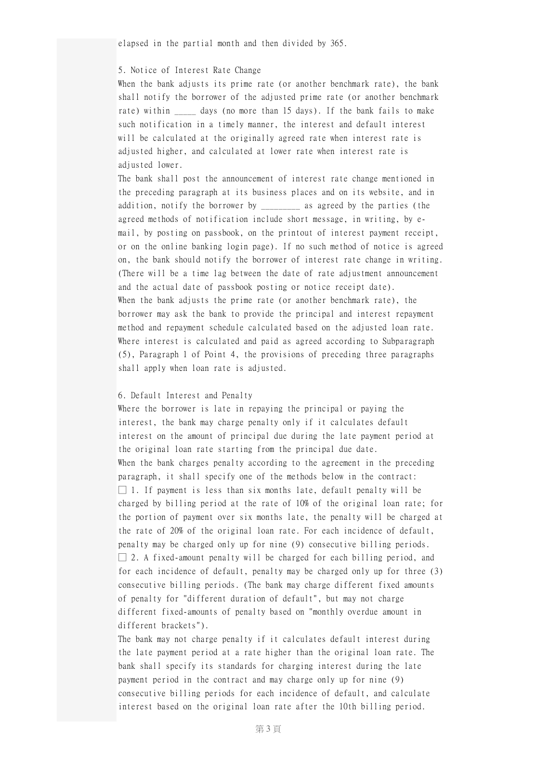elapsed in the partial month and then divided by 365.

5. Notice of Interest Rate Change

When the bank adjusts its prime rate (or another benchmark rate), the bank shall notify the borrower of the adjusted prime rate (or another benchmark rate) within _____ days (no more than 15 days). If the bank fails to make such notification in a timely manner, the interest and default interest will be calculated at the originally agreed rate when interest rate is adjusted higher, and calculated at lower rate when interest rate is adjusted lower.

The bank shall post the announcement of interest rate change mentioned in the preceding paragraph at its business places and on its website, and in addition, notify the borrower by _________ as agreed by the parties (the agreed methods of notification include short message, in writing, by e-mail, by posting on passbook, on the printout of interest payment receipt, or on the online banking login page). If no such method of notice is agreed on, the bank should notify the borrower of interest rate change in writing. (There will be a time lag between the date of rate adjustment announcement and the actual date of passbook posting or notice receipt date).

When the bank adjusts the prime rate (or another benchmark rate), the borrower may ask the bank to provide the principal and interest repayment method and repayment schedule calculated based on the adjusted loan rate.

Where interest is calculated and paid as agreed according to Subparagraph (5), Paragraph 1 of Point 4, the provisions of preceding three paragraphs shall apply when loan rate is adjusted.

6. Default Interest and Penalty

Where the borrower is late in repaying the principal or paying the interest, the bank may charge penalty only if it calculates default interest on the amount of principal due during the late payment period at the original loan rate starting from the principal due date.

When the bank charges penalty according to the agreement in the preceding paragraph, it shall specify one of the methods below in the contract:

☐ 1. If payment is less than six months late, default penalty will be charged by billing period at the rate of 10% of the original loan rate; for the portion of payment over six months late, the penalty will be charged at the rate of 20% of the original loan rate. For each incidence of default, penalty may be charged only up for nine (9) consecutive billing periods.

☐ 2. A fixed-amount penalty will be charged for each billing period, and for each incidence of default, penalty may be charged only up for three (3) consecutive billing periods. (The bank may charge different fixed amounts of penalty for "different duration of default", but may not charge different fixed-amounts of penalty based on "monthly overdue amount in different brackets").

The bank may not charge penalty if it calculates default interest during the late payment period at a rate higher than the original loan rate. The bank shall specify its standards for charging interest during the late payment period in the contract and may charge only up for nine (9) consecutive billing periods for each incidence of default, and calculate interest based on the original loan rate after the 10th billing period.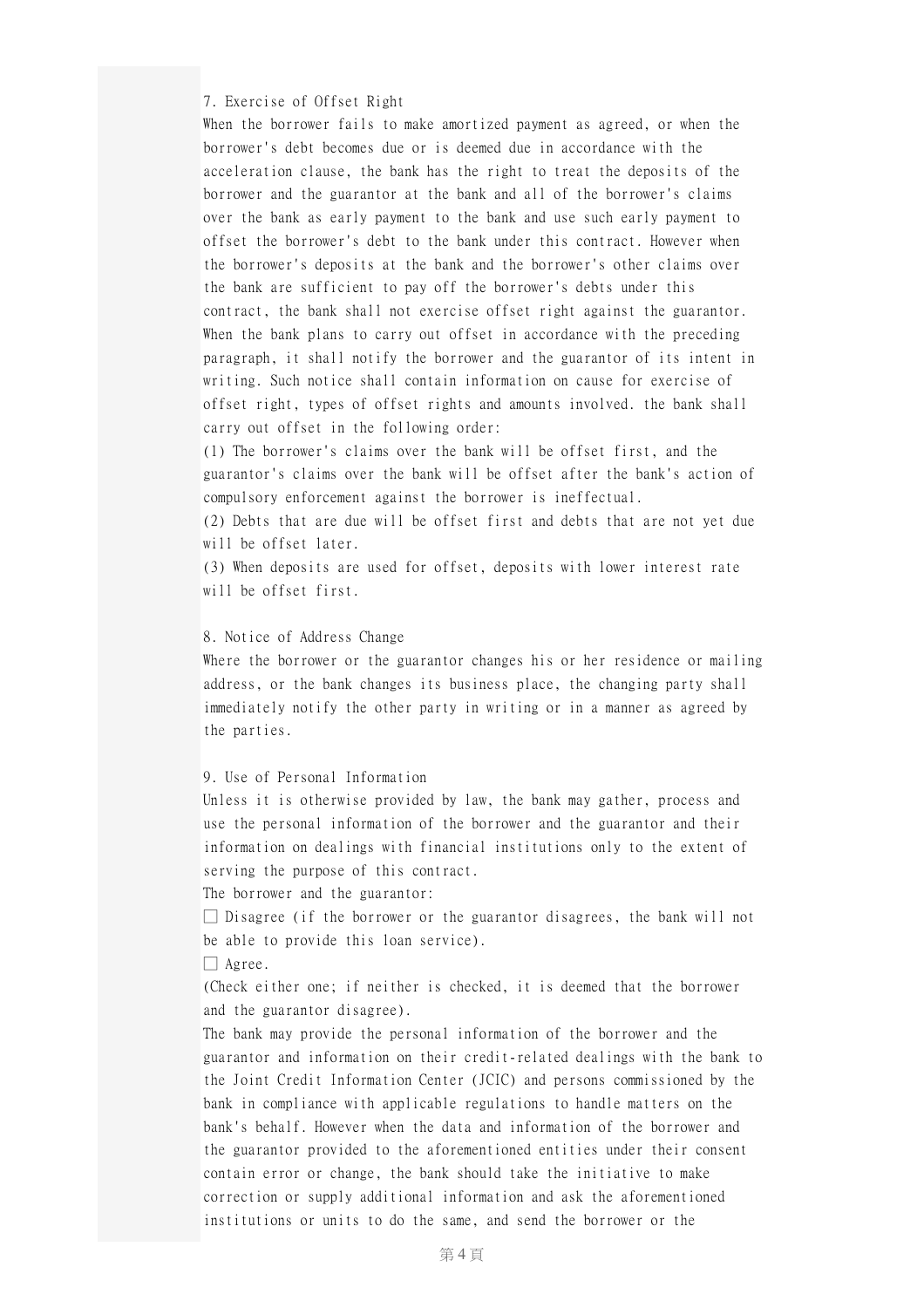7. Exercise of Offset Right

When the borrower fails to make amortized payment as agreed, or when the borrower's debt becomes due or is deemed due in accordance with the acceleration clause, the bank has the right to treat the deposits of the borrower and the guarantor at the bank and all of the borrower's claims over the bank as early payment to the bank and use such early payment to offset the borrower's debt to the bank under this contract. However when the borrower's deposits at the bank and the borrower's other claims over the bank are sufficient to pay off the borrower's debts under this contract, the bank shall not exercise offset right against the guarantor. When the bank plans to carry out offset in accordance with the preceding paragraph, it shall notify the borrower and the guarantor of its intent in writing. Such notice shall contain information on cause for exercise of offset right, types of offset rights and amounts involved. the bank shall carry out offset in the following order:

(1) The borrower's claims over the bank will be offset first, and the guarantor's claims over the bank will be offset after the bank's action of compulsory enforcement against the borrower is ineffectual.

(2) Debts that are due will be offset first and debts that are not yet due will be offset later.

(3) When deposits are used for offset, deposits with lower interest rate will be offset first.

8. Notice of Address Change

Where the borrower or the guarantor changes his or her residence or mailing address, or the bank changes its business place, the changing party shall immediately notify the other party in writing or in a manner as agreed by the parties.

9. Use of Personal Information

Unless it is otherwise provided by law, the bank may gather, process and use the personal information of the borrower and the guarantor and their information on dealings with financial institutions only to the extent of serving the purpose of this contract.

The borrower and the guarantor:

☐ Disagree (if the borrower or the guarantor disagrees, the bank will not be able to provide this loan service).

☐ Agree.

(Check either one; if neither is checked, it is deemed that the borrower and the guarantor disagree).

The bank may provide the personal information of the borrower and the guarantor and information on their credit-related dealings with the bank to the Joint Credit Information Center (JCIC) and persons commissioned by the bank in compliance with applicable regulations to handle matters on the bank's behalf. However when the data and information of the borrower and the guarantor provided to the aforementioned entities under their consent contain error or change, the bank should take the initiative to make correction or supply additional information and ask the aforementioned institutions or units to do the same, and send the borrower or the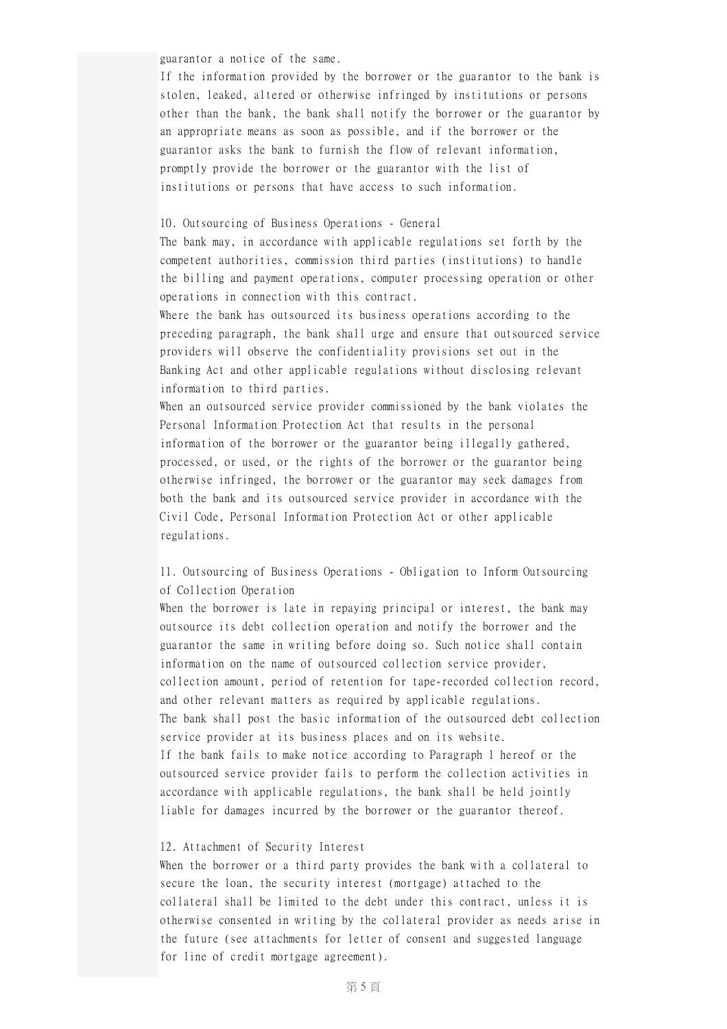guarantor a notice of the same.

If the information provided by the borrower or the guarantor to the bank is stolen, leaked, altered or otherwise infringed by institutions or persons other than the bank, the bank shall notify the borrower or the guarantor by an appropriate means as soon as possible, and if the borrower or the guarantor asks the bank to furnish the flow of relevant information, promptly provide the borrower or the guarantor with the list of institutions or persons that have access to such information.

10. Outsourcing of Business Operations - General

The bank may, in accordance with applicable regulations set forth by the competent authorities, commission third parties (institutions) to handle the billing and payment operations, computer processing operation or other operations in connection with this contract.

Where the bank has outsourced its business operations according to the preceding paragraph, the bank shall urge and ensure that outsourced service providers will observe the confidentiality provisions set out in the Banking Act and other applicable regulations without disclosing relevant information to third parties.

When an outsourced service provider commissioned by the bank violates the Personal Information Protection Act that results in the personal information of the borrower or the guarantor being illegally gathered, processed, or used, or the rights of the borrower or the guarantor being otherwise infringed, the borrower or the guarantor may seek damages from both the bank and its outsourced service provider in accordance with the Civil Code, Personal Information Protection Act or other applicable regulations.

11. Outsourcing of Business Operations - Obligation to Inform Outsourcing of Collection Operation

When the borrower is late in repaying principal or interest, the bank may outsource its debt collection operation and notify the borrower and the guarantor the same in writing before doing so. Such notice shall contain information on the name of outsourced collection service provider, collection amount, period of retention for tape-recorded collection record, and other relevant matters as required by applicable regulations.

The bank shall post the basic information of the outsourced debt collection service provider at its business places and on its website.

If the bank fails to make notice according to Paragraph 1 hereof or the outsourced service provider fails to perform the collection activities in accordance with applicable regulations, the bank shall be held jointly liable for damages incurred by the borrower or the guarantor thereof.

12. Attachment of Security Interest

When the borrower or a third party provides the bank with a collateral to secure the loan, the security interest (mortgage) attached to the collateral shall be limited to the debt under this contract, unless it is otherwise consented in writing by the collateral provider as needs arise in the future (see attachments for letter of consent and suggested language for line of credit mortgage agreement).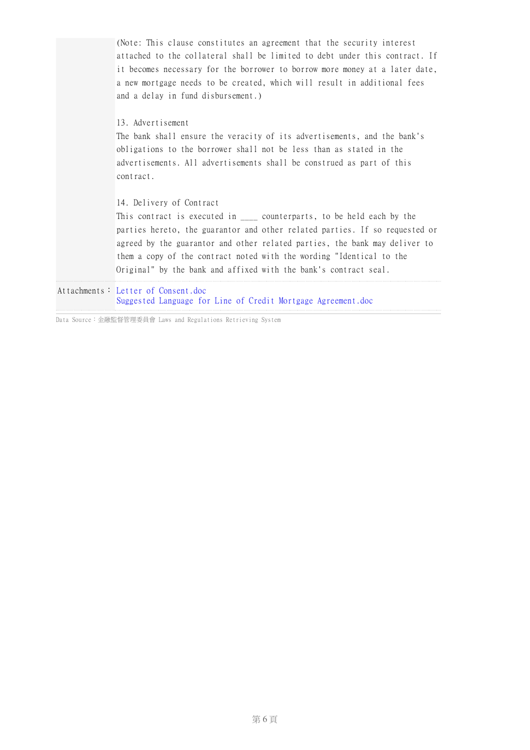(Note: This clause constitutes an agreement that the security interest attached to the collateral shall be limited to debt under this contract. If it becomes necessary for the borrower to borrow more money at a later date, a new mortgage needs to be created, which will result in additional fees and a delay in fund disbursement.)

13. Advertisement

The bank shall ensure the veracity of its advertisements, and the bank's obligations to the borrower shall not be less than as stated in the advertisements. All advertisements shall be construed as part of this contract.

14. Delivery of Contract

This contract is executed in ____ counterparts, to be held each by the parties hereto, the guarantor and other related parties. If so requested or agreed by the guarantor and other related parties, the bank may deliver to them a copy of the contract noted with the wording "Identical to the Original" by the bank and affixed with the bank's contract seal.

Attachments： Letter of Consent.doc
Suggested Language for Line of Credit Mortgage Agreement.doc

Data Source：金融監督管理委員會 Laws and Regulations Retrieving System